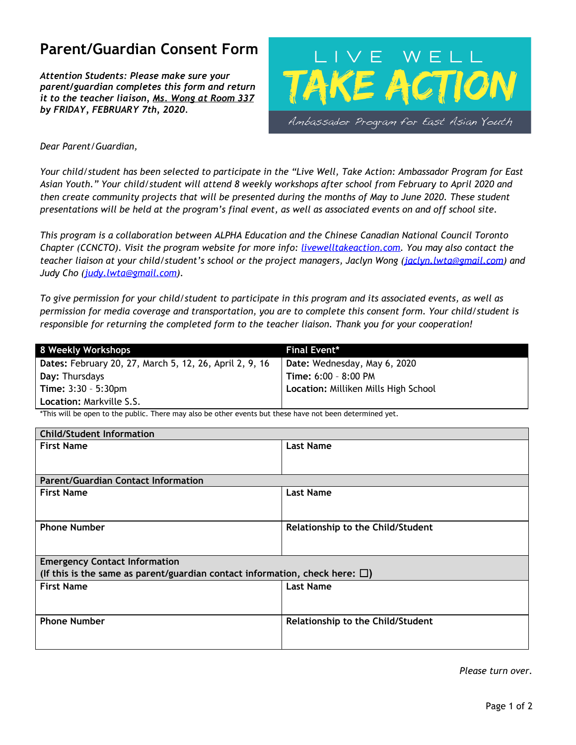# Parent/Guardian Consent Form

***Attention Students: Please make sure your parent/guardian completes this form and return it to the teacher liaison, Ms. Wong at Room 337 by FRIDAY, FEBRUARY 7th, 2020.***

LIVE WELL
TAKE ACTION
Ambassador Program for East Asian Youth

*Dear Parent/Guardian,*

*Your child/student has been selected to participate in the "Live Well, Take Action: Ambassador Program for East Asian Youth." Your child/student will attend 8 weekly workshops after school from February to April 2020 and then create community projects that will be presented during the months of May to June 2020. These student presentations will be held at the program's final event, as well as associated events on and off school site.*

*This program is a collaboration between ALPHA Education and the Chinese Canadian National Council Toronto Chapter (CCNCTO). Visit the program website for more info: livewelltakeaction.com. You may also contact the teacher liaison at your child/student's school or the project managers, Jaclyn Wong (jaclyn.lwta@gmail.com) and Judy Cho (judy.lwta@gmail.com).*

*To give permission for your child/student to participate in this program and its associated events, as well as permission for media coverage and transportation, you are to complete this consent form. Your child/student is responsible for returning the completed form to the teacher liaison. Thank you for your cooperation!*

| 8 Weekly Workshops | Final Event* |
|---|---|
| **Dates:** February 20, 27, March 5, 12, 26, April 2, 9, 16 | **Date:** Wednesday, May 6, 2020 |
| **Day:** Thursdays | **Time:** 6:00 – 8:00 PM |
| **Time:** 3:30 – 5:30pm | **Location:** Milliken Mills High School |
| **Location:** Markville S.S. | |

*This will be open to the public. There may also be other events but these have not been determined yet.

| Child/Student Information | |
|---|---|
| **First Name** | **Last Name** |
| **Parent/Guardian Contact Information** | |
| **First Name** | **Last Name** |
| **Phone Number** | **Relationship to the Child/Student** |
| **Emergency Contact Information** (If this is the same as parent/guardian contact information, check here: ☐) | |
| **First Name** | **Last Name** |
| **Phone Number** | **Relationship to the Child/Student** |

*Please turn over.*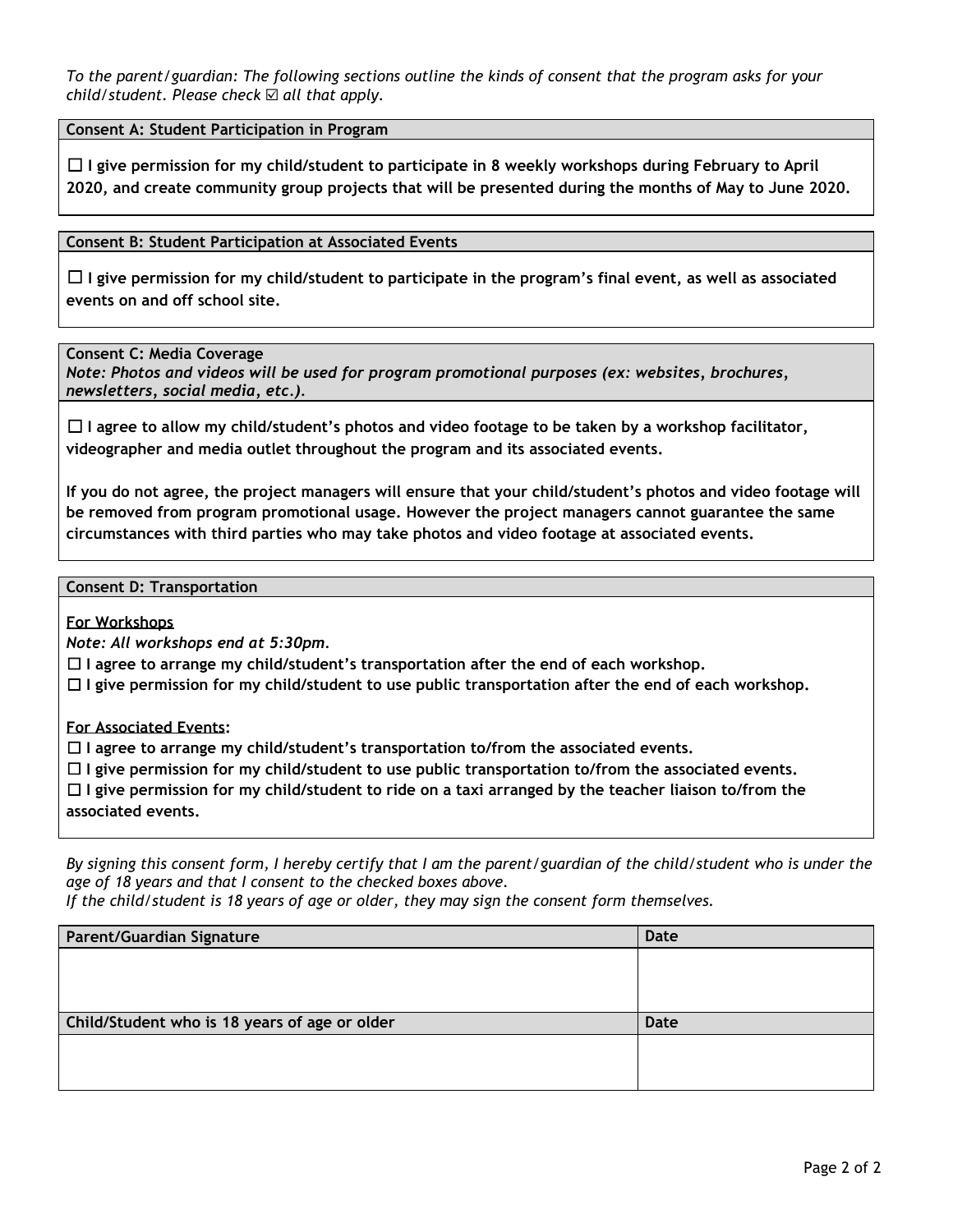*To the parent/guardian: The following sections outline the kinds of consent that the program asks for your child/student. Please check ☑ all that apply.*

**Consent A: Student Participation in Program**

☐ **I give permission for my child/student to participate in 8 weekly workshops during February to April 2020, and create community group projects that will be presented during the months of May to June 2020.**

**Consent B: Student Participation at Associated Events**

☐ **I give permission for my child/student to participate in the program's final event, as well as associated events on and off school site.**

**Consent C: Media Coverage**

***Note: Photos and videos will be used for program promotional purposes (ex: websites, brochures, newsletters, social media, etc.).***

☐ **I agree to allow my child/student's photos and video footage to be taken by a workshop facilitator, videographer and media outlet throughout the program and its associated events.**

**If you do not agree, the project managers will ensure that your child/student's photos and video footage will be removed from program promotional usage. However the project managers cannot guarantee the same circumstances with third parties who may take photos and video footage at associated events.**

**Consent D: Transportation**

**For Workshops**

***Note: All workshops end at 5:30pm.***

☐ **I agree to arrange my child/student's transportation after the end of each workshop.**
☐ **I give permission for my child/student to use public transportation after the end of each workshop.**

**For Associated Events:**

☐ **I agree to arrange my child/student's transportation to/from the associated events.**
☐ **I give permission for my child/student to use public transportation to/from the associated events.**
☐ **I give permission for my child/student to ride on a taxi arranged by the teacher liaison to/from the associated events.**

*By signing this consent form, I hereby certify that I am the parent/guardian of the child/student who is under the age of 18 years and that I consent to the checked boxes above.*
*If the child/student is 18 years of age or older, they may sign the consent form themselves.*

| Parent/Guardian Signature | Date |
|---|---|
| | |
| **Child/Student who is 18 years of age or older** | **Date** |
| | |